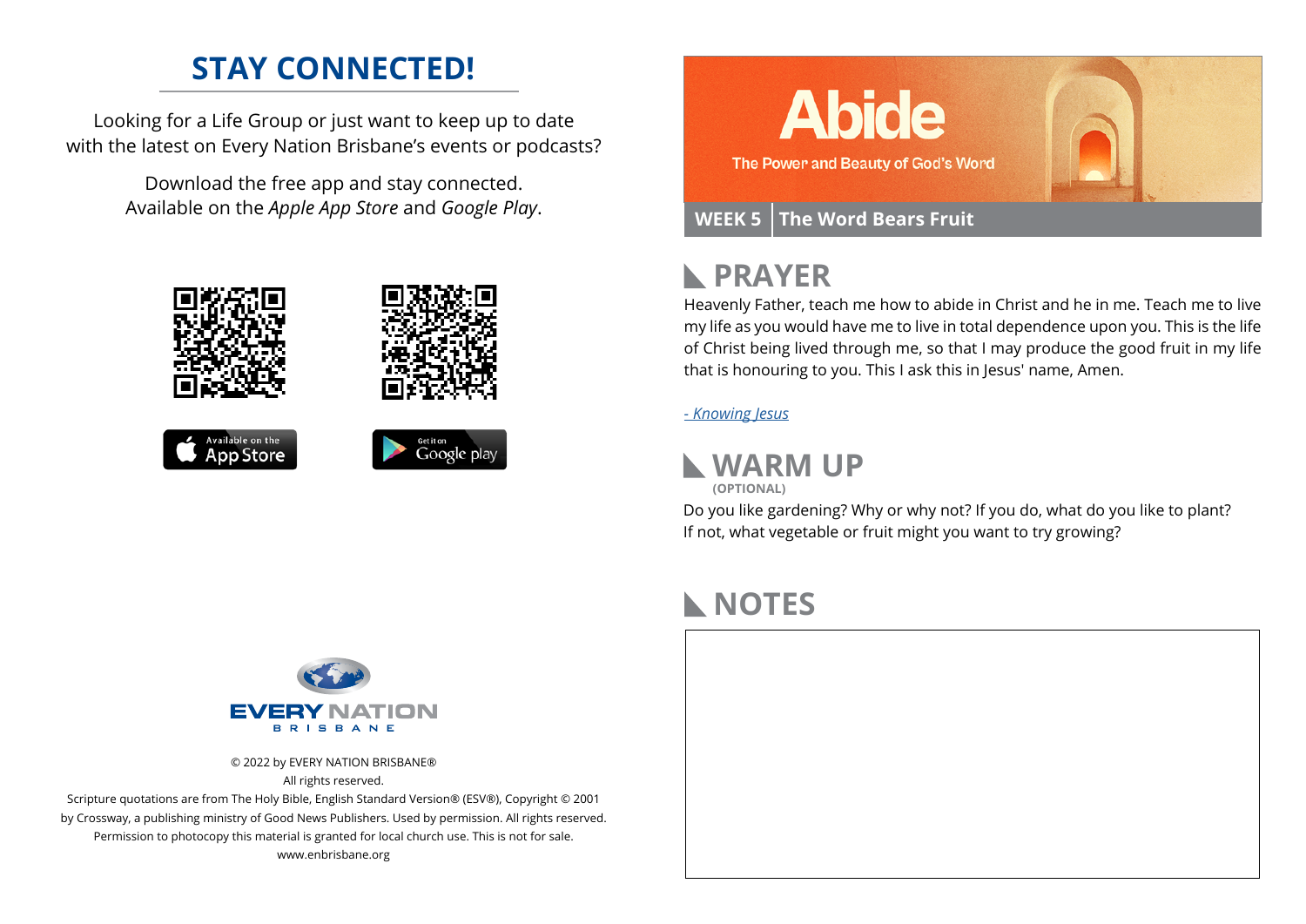## STAY CONNECTED!

Looking for a Life Group or just want to keep up to date with the latest on Every Nation Brisbane's events or podcasts?

Download the free app and stay connected. Available on the *Apple App Store* and *Google Play*.

Available on the App Store

Get it on Google play

EVERY NATION BRISBANE

© 2022 by EVERY NATION BRISBANE®
All rights reserved.
Scripture quotations are from The Holy Bible, English Standard Version® (ESV®), Copyright © 2001 by Crossway, a publishing ministry of Good News Publishers. Used by permission. All rights reserved.
Permission to photocopy this material is granted for local church use. This is not for sale.
www.enbrisbane.org

# Abide

The Power and Beauty of God's Word

**WEEK 5** | **The Word Bears Fruit**

## PRAYER

Heavenly Father, teach me how to abide in Christ and he in me. Teach me to live my life as you would have me to live in total dependence upon you. This is the life of Christ being lived through me, so that I may produce the good fruit in my life that is honouring to you. This I ask this in Jesus' name, Amen.

*- Knowing Jesus*

## WARM UP
**(OPTIONAL)**

Do you like gardening? Why or why not? If you do, what do you like to plant? If not, what vegetable or fruit might you want to try growing?

## NOTES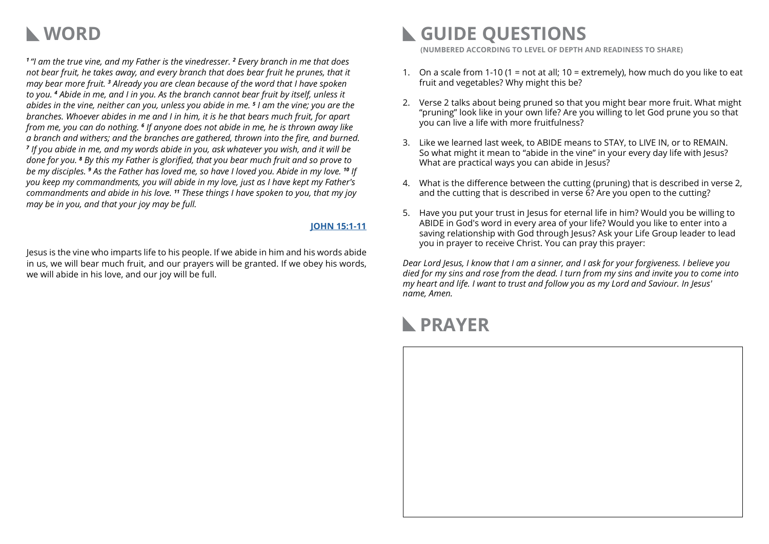# WORD

*[1] "I am the true vine, and my Father is the vinedresser. [2] Every branch in me that does not bear fruit, he takes away, and every branch that does bear fruit he prunes, that it may bear more fruit. [3] Already you are clean because of the word that I have spoken to you. [4] Abide in me, and I in you. As the branch cannot bear fruit by itself, unless it abides in the vine, neither can you, unless you abide in me. [5] I am the vine; you are the branches. Whoever abides in me and I in him, it is he that bears much fruit, for apart from me, you can do nothing. [6] If anyone does not abide in me, he is thrown away like a branch and withers; and the branches are gathered, thrown into the fire, and burned. [7] If you abide in me, and my words abide in you, ask whatever you wish, and it will be done for you. [8] By this my Father is glorified, that you bear much fruit and so prove to be my disciples. [9] As the Father has loved me, so have I loved you. Abide in my love. [10] If you keep my commandments, you will abide in my love, just as I have kept my Father's commandments and abide in his love. [11] These things I have spoken to you, that my joy may be in you, and that your joy may be full.*

**JOHN 15:1-11**

Jesus is the vine who imparts life to his people. If we abide in him and his words abide in us, we will bear much fruit, and our prayers will be granted. If we obey his words, we will abide in his love, and our joy will be full.

# GUIDE QUESTIONS

**(NUMBERED ACCORDING TO LEVEL OF DEPTH AND READINESS TO SHARE)**

1. On a scale from 1-10 (1 = not at all; 10 = extremely), how much do you like to eat fruit and vegetables? Why might this be?
2. Verse 2 talks about being pruned so that you might bear more fruit. What might "pruning" look like in your own life? Are you willing to let God prune you so that you can live a life with more fruitfulness?
3. Like we learned last week, to ABIDE means to STAY, to LIVE IN, or to REMAIN. So what might it mean to "abide in the vine" in your every day life with Jesus? What are practical ways you can abide in Jesus?
4. What is the difference between the cutting (pruning) that is described in verse 2, and the cutting that is described in verse 6? Are you open to the cutting?
5. Have you put your trust in Jesus for eternal life in him? Would you be willing to ABIDE in God's word in every area of your life? Would you like to enter into a saving relationship with God through Jesus? Ask your Life Group leader to lead you in prayer to receive Christ. You can pray this prayer:

*Dear Lord Jesus, I know that I am a sinner, and I ask for your forgiveness. I believe you died for my sins and rose from the dead. I turn from my sins and invite you to come into my heart and life. I want to trust and follow you as my Lord and Saviour. In Jesus' name, Amen.*

# PRAYER